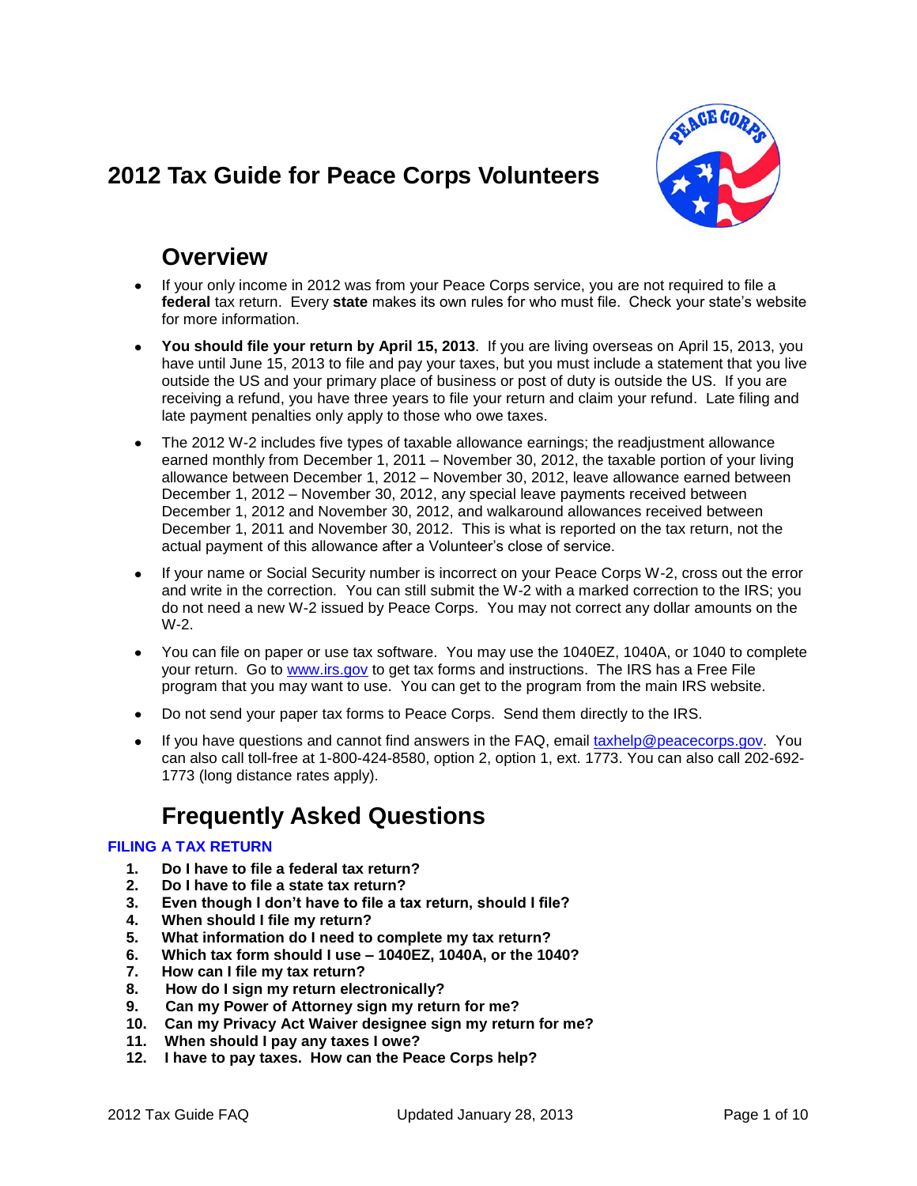# 2012 Tax Guide for Peace Corps Volunteers

## Overview

- If your only income in 2012 was from your Peace Corps service, you are not required to file a **federal** tax return. Every **state** makes its own rules for who must file. Check your state's website for more information.
- **You should file your return by April 15, 2013**. If you are living overseas on April 15, 2013, you have until June 15, 2013 to file and pay your taxes, but you must include a statement that you live outside the US and your primary place of business or post of duty is outside the US. If you are receiving a refund, you have three years to file your return and claim your refund. Late filing and late payment penalties only apply to those who owe taxes.
- The 2012 W-2 includes five types of taxable allowance earnings; the readjustment allowance earned monthly from December 1, 2011 – November 30, 2012, the taxable portion of your living allowance between December 1, 2012 – November 30, 2012, leave allowance earned between December 1, 2012 – November 30, 2012, any special leave payments received between December 1, 2012 and November 30, 2012, and walkaround allowances received between December 1, 2011 and November 30, 2012. This is what is reported on the tax return, not the actual payment of this allowance after a Volunteer's close of service.
- If your name or Social Security number is incorrect on your Peace Corps W-2, cross out the error and write in the correction. You can still submit the W-2 with a marked correction to the IRS; you do not need a new W-2 issued by Peace Corps. You may not correct any dollar amounts on the W-2.
- You can file on paper or use tax software. You may use the 1040EZ, 1040A, or 1040 to complete your return. Go to [www.irs.gov](http://www.irs.gov) to get tax forms and instructions. The IRS has a Free File program that you may want to use. You can get to the program from the main IRS website.
- Do not send your paper tax forms to Peace Corps. Send them directly to the IRS.
- If you have questions and cannot find answers in the FAQ, email [taxhelp@peacecorps.gov](mailto:taxhelp@peacecorps.gov). You can also call toll-free at 1-800-424-8580, option 2, option 1, ext. 1773. You can also call 202-692-1773 (long distance rates apply).

## Frequently Asked Questions

### FILING A TAX RETURN

1. **Do I have to file a federal tax return?**
2. **Do I have to file a state tax return?**
3. **Even though I don't have to file a tax return, should I file?**
4. **When should I file my return?**
5. **What information do I need to complete my tax return?**
6. **Which tax form should I use – 1040EZ, 1040A, or the 1040?**
7. **How can I file my tax return?**
8. **How do I sign my return electronically?**
9. **Can my Power of Attorney sign my return for me?**
10. **Can my Privacy Act Waiver designee sign my return for me?**
11. **When should I pay any taxes I owe?**
12. **I have to pay taxes. How can the Peace Corps help?**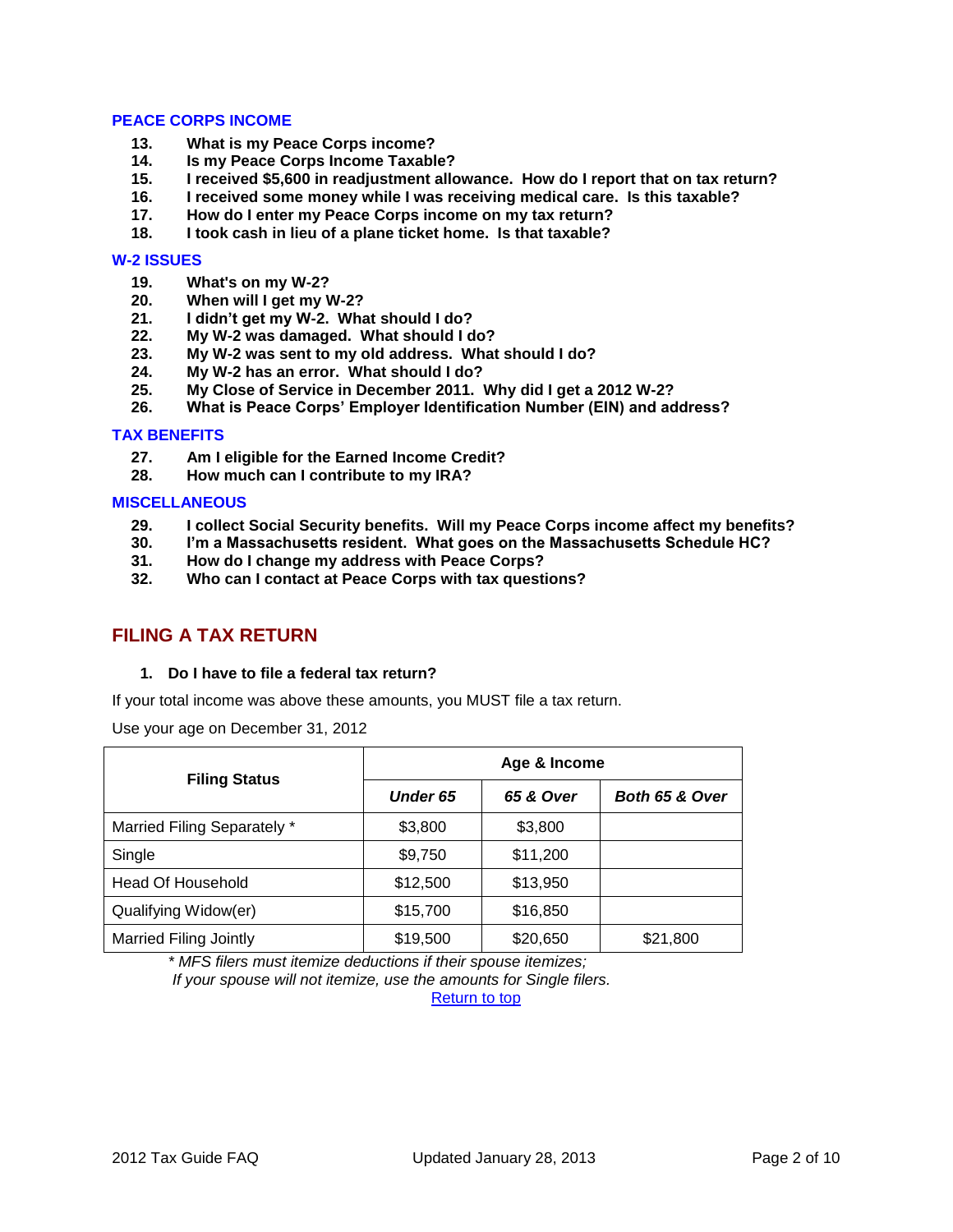### PEACE CORPS INCOME

13. **What is my Peace Corps income?**
14. **Is my Peace Corps Income Taxable?**
15. **I received $5,600 in readjustment allowance. How do I report that on tax return?**
16. **I received some money while I was receiving medical care. Is this taxable?**
17. **How do I enter my Peace Corps income on my tax return?**
18. **I took cash in lieu of a plane ticket home. Is that taxable?**

### W-2 ISSUES

19. **What's on my W-2?**
20. **When will I get my W-2?**
21. **I didn't get my W-2. What should I do?**
22. **My W-2 was damaged. What should I do?**
23. **My W-2 was sent to my old address. What should I do?**
24. **My W-2 has an error. What should I do?**
25. **My Close of Service in December 2011. Why did I get a 2012 W-2?**
26. **What is Peace Corps' Employer Identification Number (EIN) and address?**

### TAX BENEFITS

27. **Am I eligible for the Earned Income Credit?**
28. **How much can I contribute to my IRA?**

### MISCELLANEOUS

29. **I collect Social Security benefits. Will my Peace Corps income affect my benefits?**
30. **I'm a Massachusetts resident. What goes on the Massachusetts Schedule HC?**
31. **How do I change my address with Peace Corps?**
32. **Who can I contact at Peace Corps with tax questions?**

## FILING A TAX RETURN

**1. Do I have to file a federal tax return?**

If your total income was above these amounts, you MUST file a tax return.

Use your age on December 31, 2012

| Filing Status | Age & Income | | |
|---|---|---|---|
| | ***Under 65*** | ***65 & Over*** | ***Both 65 & Over*** |
| Married Filing Separately * | $3,800 | $3,800 | |
| Single | $9,750 | $11,200 | |
| Head Of Household | $12,500 | $13,950 | |
| Qualifying Widow(er) | $15,700 | $16,850 | |
| Married Filing Jointly | $19,500 | $20,650 | $21,800 |

*\* MFS filers must itemize deductions if their spouse itemizes;*
*If your spouse will not itemize, use the amounts for Single filers.*

Return to top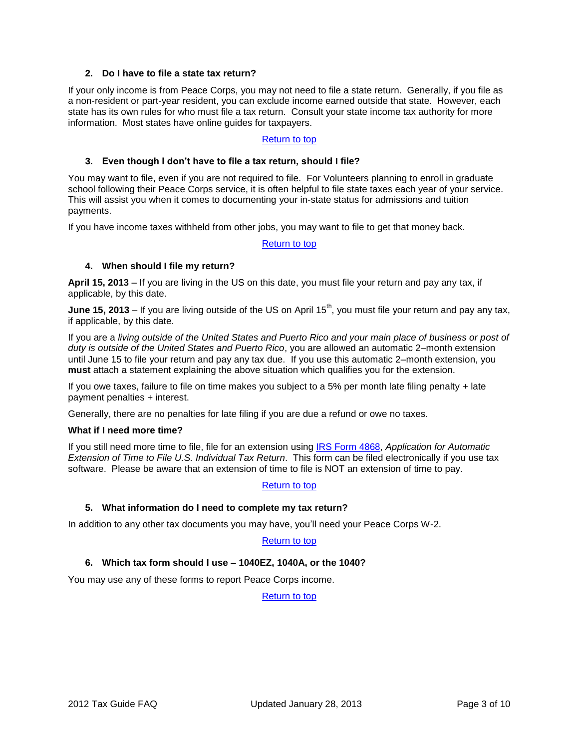### 2. Do I have to file a state tax return?

If your only income is from Peace Corps, you may not need to file a state return. Generally, if you file as a non-resident or part-year resident, you can exclude income earned outside that state. However, each state has its own rules for who must file a tax return. Consult your state income tax authority for more information. Most states have online guides for taxpayers.

Return to top

### 3. Even though I don't have to file a tax return, should I file?

You may want to file, even if you are not required to file. For Volunteers planning to enroll in graduate school following their Peace Corps service, it is often helpful to file state taxes each year of your service. This will assist you when it comes to documenting your in-state status for admissions and tuition payments.

If you have income taxes withheld from other jobs, you may want to file to get that money back.

Return to top

### 4. When should I file my return?

**April 15, 2013** – If you are living in the US on this date, you must file your return and pay any tax, if applicable, by this date.

**June 15, 2013** – If you are living outside of the US on April 15th, you must file your return and pay any tax, if applicable, by this date.

If you are a *living outside of the United States and Puerto Rico and your main place of business or post of duty is outside of the United States and Puerto Rico*, you are allowed an automatic 2–month extension until June 15 to file your return and pay any tax due. If you use this automatic 2–month extension, you **must** attach a statement explaining the above situation which qualifies you for the extension.

If you owe taxes, failure to file on time makes you subject to a 5% per month late filing penalty + late payment penalties + interest.

Generally, there are no penalties for late filing if you are due a refund or owe no taxes.

**What if I need more time?**

If you still need more time to file, file for an extension using IRS Form 4868, *Application for Automatic Extension of Time to File U.S. Individual Tax Return*. This form can be filed electronically if you use tax software. Please be aware that an extension of time to file is NOT an extension of time to pay.

Return to top

### 5. What information do I need to complete my tax return?

In addition to any other tax documents you may have, you'll need your Peace Corps W-2.

Return to top

### 6. Which tax form should I use – 1040EZ, 1040A, or the 1040?

You may use any of these forms to report Peace Corps income.

Return to top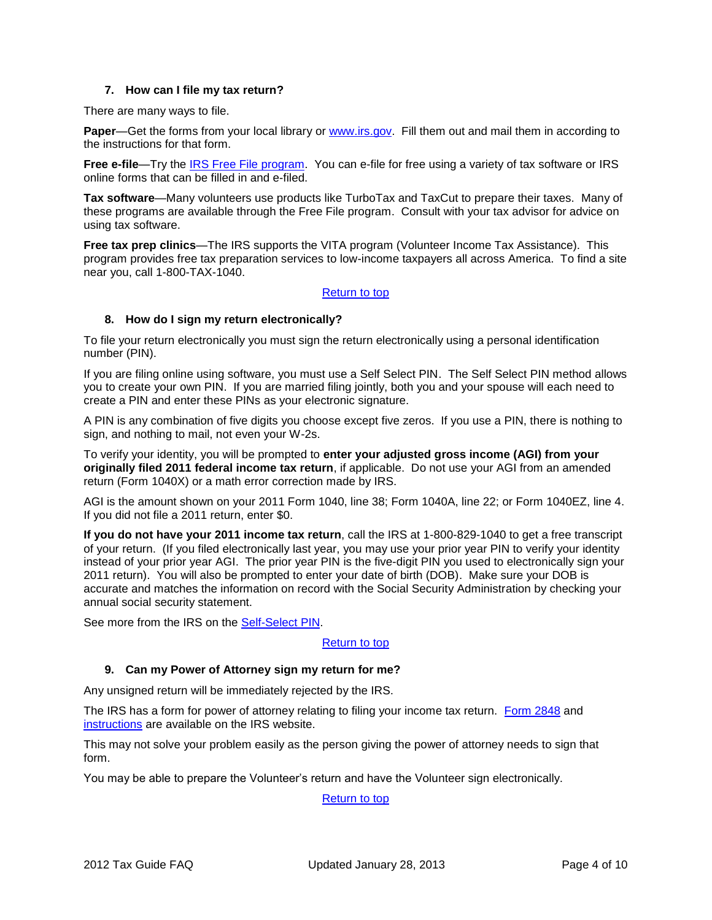### 7. How can I file my tax return?

There are many ways to file.

**Paper**—Get the forms from your local library or [www.irs.gov](http://www.irs.gov). Fill them out and mail them in according to the instructions for that form.

**Free e-file**—Try the [IRS Free File program](#). You can e-file for free using a variety of tax software or IRS online forms that can be filled in and e-filed.

**Tax software**—Many volunteers use products like TurboTax and TaxCut to prepare their taxes. Many of these programs are available through the Free File program. Consult with your tax advisor for advice on using tax software.

**Free tax prep clinics**—The IRS supports the VITA program (Volunteer Income Tax Assistance). This program provides free tax preparation services to low-income taxpayers all across America. To find a site near you, call 1-800-TAX-1040.

[Return to top](#)

### 8. How do I sign my return electronically?

To file your return electronically you must sign the return electronically using a personal identification number (PIN).

If you are filing online using software, you must use a Self Select PIN. The Self Select PIN method allows you to create your own PIN. If you are married filing jointly, both you and your spouse will each need to create a PIN and enter these PINs as your electronic signature.

A PIN is any combination of five digits you choose except five zeros. If you use a PIN, there is nothing to sign, and nothing to mail, not even your W-2s.

To verify your identity, you will be prompted to **enter your adjusted gross income (AGI) from your originally filed 2011 federal income tax return**, if applicable. Do not use your AGI from an amended return (Form 1040X) or a math error correction made by IRS.

AGI is the amount shown on your 2011 Form 1040, line 38; Form 1040A, line 22; or Form 1040EZ, line 4. If you did not file a 2011 return, enter $0.

**If you do not have your 2011 income tax return**, call the IRS at 1-800-829-1040 to get a free transcript of your return. (If you filed electronically last year, you may use your prior year PIN to verify your identity instead of your prior year AGI. The prior year PIN is the five-digit PIN you used to electronically sign your 2011 return). You will also be prompted to enter your date of birth (DOB). Make sure your DOB is accurate and matches the information on record with the Social Security Administration by checking your annual social security statement.

See more from the IRS on the [Self-Select PIN](#).

[Return to top](#)

### 9. Can my Power of Attorney sign my return for me?

Any unsigned return will be immediately rejected by the IRS.

The IRS has a form for power of attorney relating to filing your income tax return. [Form 2848](#) and [instructions](#) are available on the IRS website.

This may not solve your problem easily as the person giving the power of attorney needs to sign that form.

You may be able to prepare the Volunteer's return and have the Volunteer sign electronically.

[Return to top](#)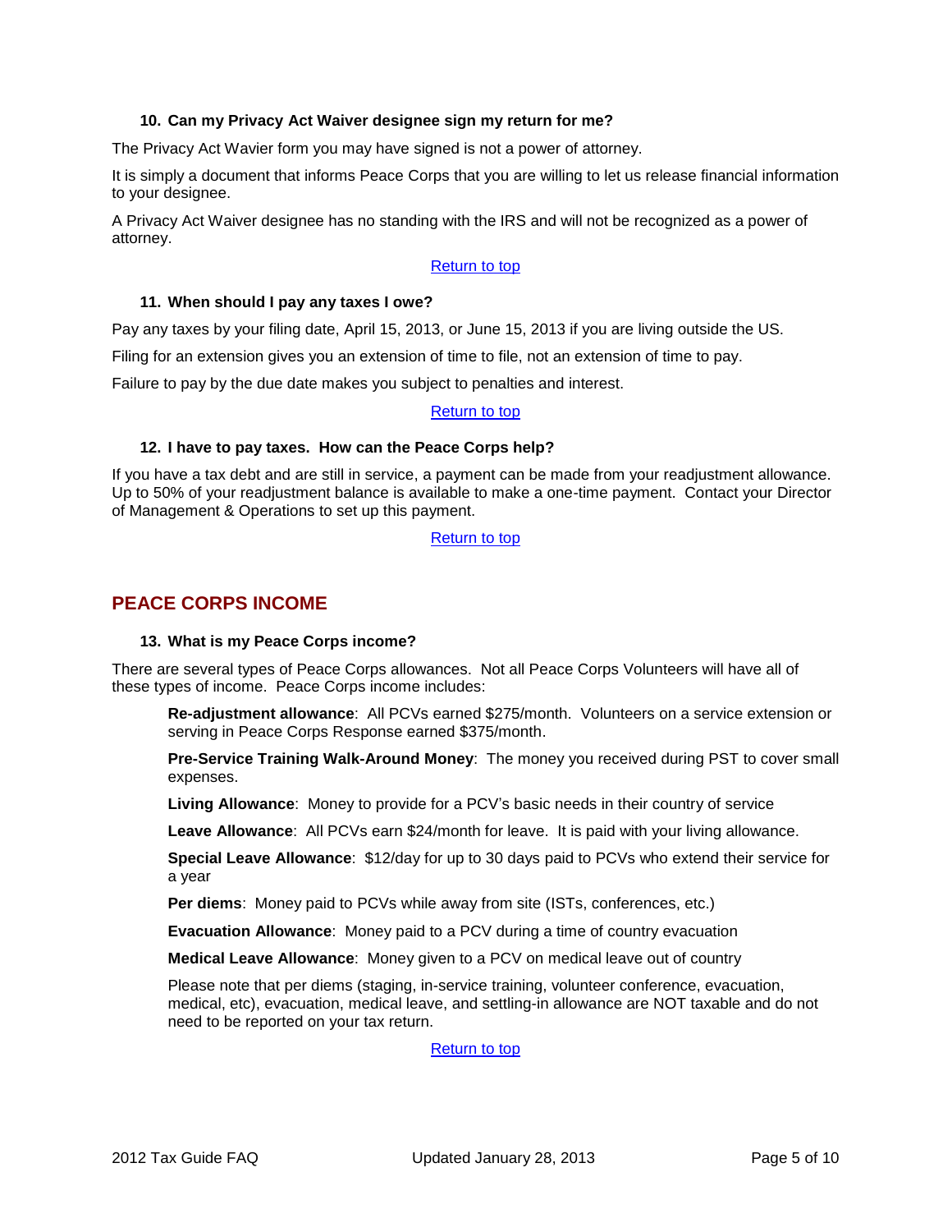### 10. Can my Privacy Act Waiver designee sign my return for me?

The Privacy Act Wavier form you may have signed is not a power of attorney.

It is simply a document that informs Peace Corps that you are willing to let us release financial information to your designee.

A Privacy Act Waiver designee has no standing with the IRS and will not be recognized as a power of attorney.

Return to top

### 11. When should I pay any taxes I owe?

Pay any taxes by your filing date, April 15, 2013, or June 15, 2013 if you are living outside the US.

Filing for an extension gives you an extension of time to file, not an extension of time to pay.

Failure to pay by the due date makes you subject to penalties and interest.

Return to top

### 12. I have to pay taxes. How can the Peace Corps help?

If you have a tax debt and are still in service, a payment can be made from your readjustment allowance. Up to 50% of your readjustment balance is available to make a one-time payment. Contact your Director of Management & Operations to set up this payment.

Return to top

## PEACE CORPS INCOME

### 13. What is my Peace Corps income?

There are several types of Peace Corps allowances. Not all Peace Corps Volunteers will have all of these types of income. Peace Corps income includes:

**Re-adjustment allowance**: All PCVs earned $275/month. Volunteers on a service extension or serving in Peace Corps Response earned $375/month.

**Pre-Service Training Walk-Around Money**: The money you received during PST to cover small expenses.

**Living Allowance**: Money to provide for a PCV's basic needs in their country of service

**Leave Allowance**: All PCVs earn $24/month for leave. It is paid with your living allowance.

**Special Leave Allowance**: $12/day for up to 30 days paid to PCVs who extend their service for a year

**Per diems**: Money paid to PCVs while away from site (ISTs, conferences, etc.)

**Evacuation Allowance**: Money paid to a PCV during a time of country evacuation

**Medical Leave Allowance**: Money given to a PCV on medical leave out of country

Please note that per diems (staging, in-service training, volunteer conference, evacuation, medical, etc), evacuation, medical leave, and settling-in allowance are NOT taxable and do not need to be reported on your tax return.

Return to top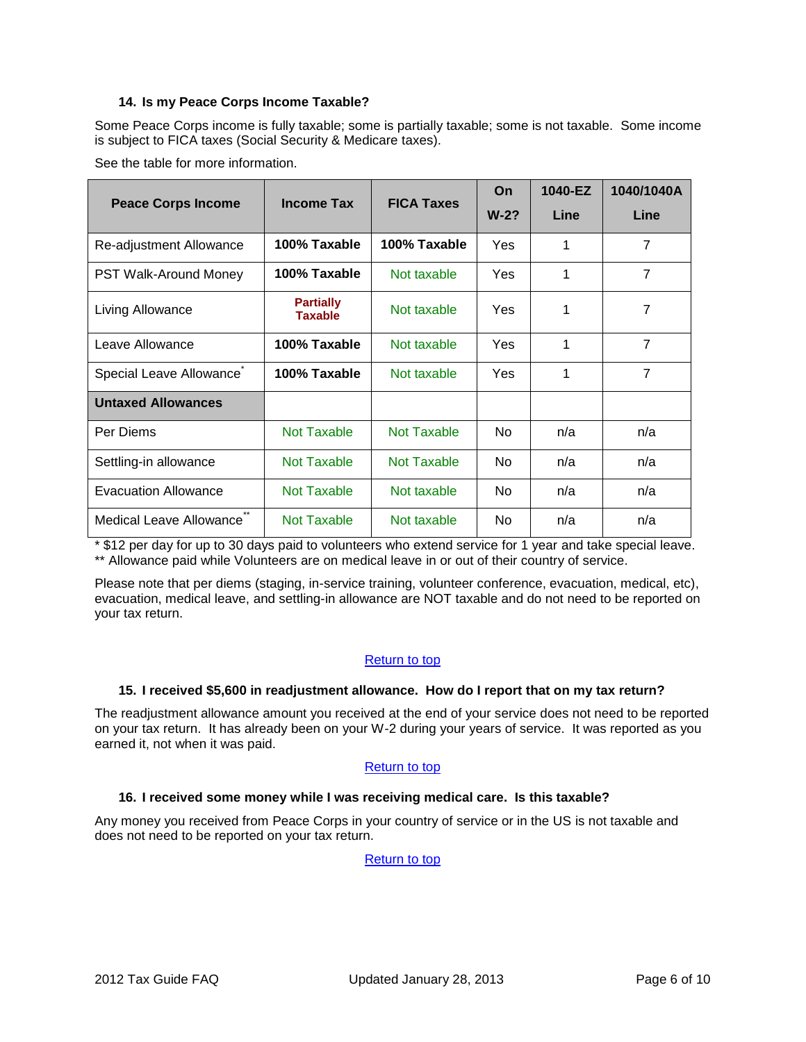### 14. Is my Peace Corps Income Taxable?

Some Peace Corps income is fully taxable; some is partially taxable; some is not taxable. Some income is subject to FICA taxes (Social Security & Medicare taxes).

See the table for more information.

| Peace Corps Income | Income Tax | FICA Taxes | On W-2? | 1040-EZ Line | 1040/1040A Line |
|---|---|---|---|---|---|
| Re-adjustment Allowance | **100% Taxable** | **100% Taxable** | Yes | 1 | 7 |
| PST Walk-Around Money | **100% Taxable** | Not taxable | Yes | 1 | 7 |
| Living Allowance | **Partially Taxable** | Not taxable | Yes | 1 | 7 |
| Leave Allowance | **100% Taxable** | Not taxable | Yes | 1 | 7 |
| Special Leave Allowance* | **100% Taxable** | Not taxable | Yes | 1 | 7 |
| **Untaxed Allowances** | | | | | |
| Per Diems | Not Taxable | Not Taxable | No | n/a | n/a |
| Settling-in allowance | Not Taxable | Not Taxable | No | n/a | n/a |
| Evacuation Allowance | Not Taxable | Not taxable | No | n/a | n/a |
| Medical Leave Allowance** | Not Taxable | Not taxable | No | n/a | n/a |

* $12 per day for up to 30 days paid to volunteers who extend service for 1 year and take special leave.
** Allowance paid while Volunteers are on medical leave in or out of their country of service.

Please note that per diems (staging, in-service training, volunteer conference, evacuation, medical, etc), evacuation, medical leave, and settling-in allowance are NOT taxable and do not need to be reported on your tax return.

Return to top

### 15. I received $5,600 in readjustment allowance. How do I report that on my tax return?

The readjustment allowance amount you received at the end of your service does not need to be reported on your tax return. It has already been on your W-2 during your years of service. It was reported as you earned it, not when it was paid.

Return to top

### 16. I received some money while I was receiving medical care. Is this taxable?

Any money you received from Peace Corps in your country of service or in the US is not taxable and does not need to be reported on your tax return.

Return to top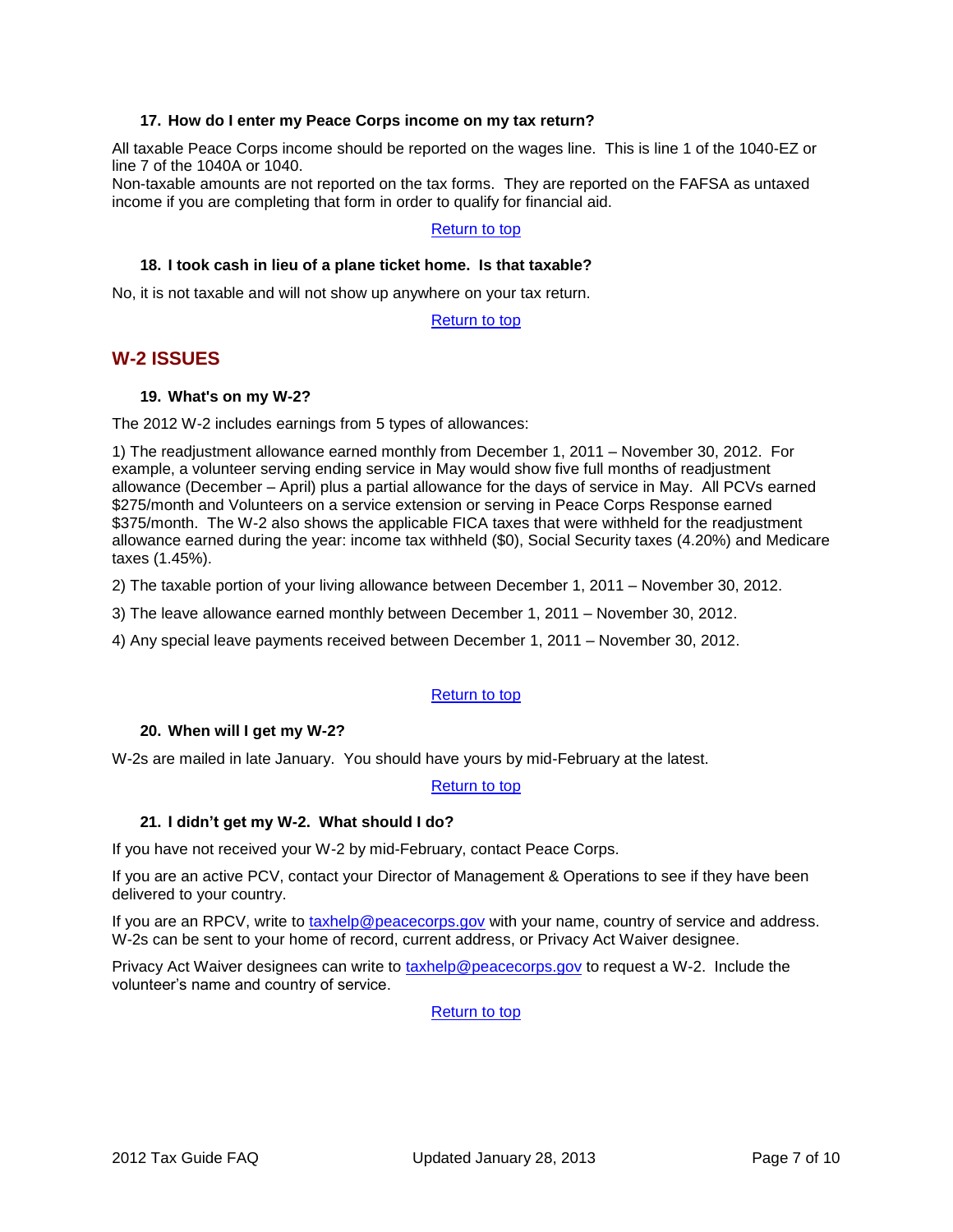#### 17. How do I enter my Peace Corps income on my tax return?

All taxable Peace Corps income should be reported on the wages line. This is line 1 of the 1040-EZ or line 7 of the 1040A or 1040.
Non-taxable amounts are not reported on the tax forms. They are reported on the FAFSA as untaxed income if you are completing that form in order to qualify for financial aid.

[Return to top]

#### 18. I took cash in lieu of a plane ticket home. Is that taxable?

No, it is not taxable and will not show up anywhere on your tax return.

[Return to top]

## W-2 ISSUES

#### 19. What's on my W-2?

The 2012 W-2 includes earnings from 5 types of allowances:

1) The readjustment allowance earned monthly from December 1, 2011 – November 30, 2012. For example, a volunteer serving ending service in May would show five full months of readjustment allowance (December – April) plus a partial allowance for the days of service in May. All PCVs earned $275/month and Volunteers on a service extension or serving in Peace Corps Response earned $375/month. The W-2 also shows the applicable FICA taxes that were withheld for the readjustment allowance earned during the year: income tax withheld ($0), Social Security taxes (4.20%) and Medicare taxes (1.45%).

2) The taxable portion of your living allowance between December 1, 2011 – November 30, 2012.

3) The leave allowance earned monthly between December 1, 2011 – November 30, 2012.

4) Any special leave payments received between December 1, 2011 – November 30, 2012.

[Return to top]

#### 20. When will I get my W-2?

W-2s are mailed in late January. You should have yours by mid-February at the latest.

[Return to top]

#### 21. I didn't get my W-2. What should I do?

If you have not received your W-2 by mid-February, contact Peace Corps.

If you are an active PCV, contact your Director of Management & Operations to see if they have been delivered to your country.

If you are an RPCV, write to taxhelp@peacecorps.gov with your name, country of service and address. W-2s can be sent to your home of record, current address, or Privacy Act Waiver designee.

Privacy Act Waiver designees can write to taxhelp@peacecorps.gov to request a W-2. Include the volunteer's name and country of service.

[Return to top]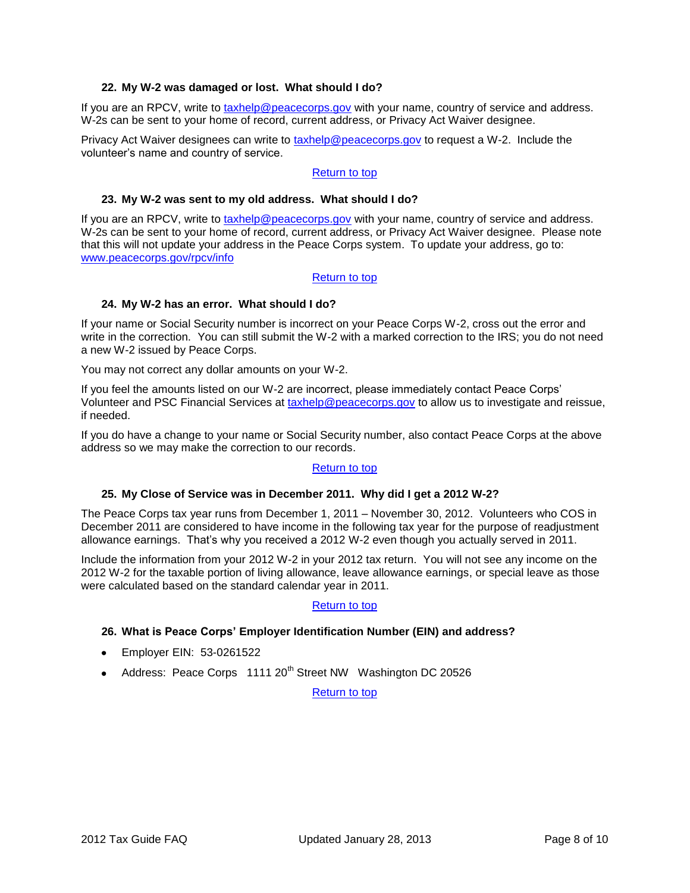### 22. My W-2 was damaged or lost. What should I do?

If you are an RPCV, write to taxhelp@peacecorps.gov with your name, country of service and address. W-2s can be sent to your home of record, current address, or Privacy Act Waiver designee.

Privacy Act Waiver designees can write to taxhelp@peacecorps.gov to request a W-2. Include the volunteer's name and country of service.

Return to top

### 23. My W-2 was sent to my old address. What should I do?

If you are an RPCV, write to taxhelp@peacecorps.gov with your name, country of service and address. W-2s can be sent to your home of record, current address, or Privacy Act Waiver designee. Please note that this will not update your address in the Peace Corps system. To update your address, go to: www.peacecorps.gov/rpcv/info

Return to top

### 24. My W-2 has an error. What should I do?

If your name or Social Security number is incorrect on your Peace Corps W-2, cross out the error and write in the correction. You can still submit the W-2 with a marked correction to the IRS; you do not need a new W-2 issued by Peace Corps.

You may not correct any dollar amounts on your W-2.

If you feel the amounts listed on our W-2 are incorrect, please immediately contact Peace Corps' Volunteer and PSC Financial Services at taxhelp@peacecorps.gov to allow us to investigate and reissue, if needed.

If you do have a change to your name or Social Security number, also contact Peace Corps at the above address so we may make the correction to our records.

Return to top

### 25. My Close of Service was in December 2011. Why did I get a 2012 W-2?

The Peace Corps tax year runs from December 1, 2011 – November 30, 2012. Volunteers who COS in December 2011 are considered to have income in the following tax year for the purpose of readjustment allowance earnings. That's why you received a 2012 W-2 even though you actually served in 2011.

Include the information from your 2012 W-2 in your 2012 tax return. You will not see any income on the 2012 W-2 for the taxable portion of living allowance, leave allowance earnings, or special leave as those were calculated based on the standard calendar year in 2011.

Return to top

### 26. What is Peace Corps' Employer Identification Number (EIN) and address?

- Employer EIN: 53-0261522
- Address: Peace Corps 1111 20th Street NW Washington DC 20526

Return to top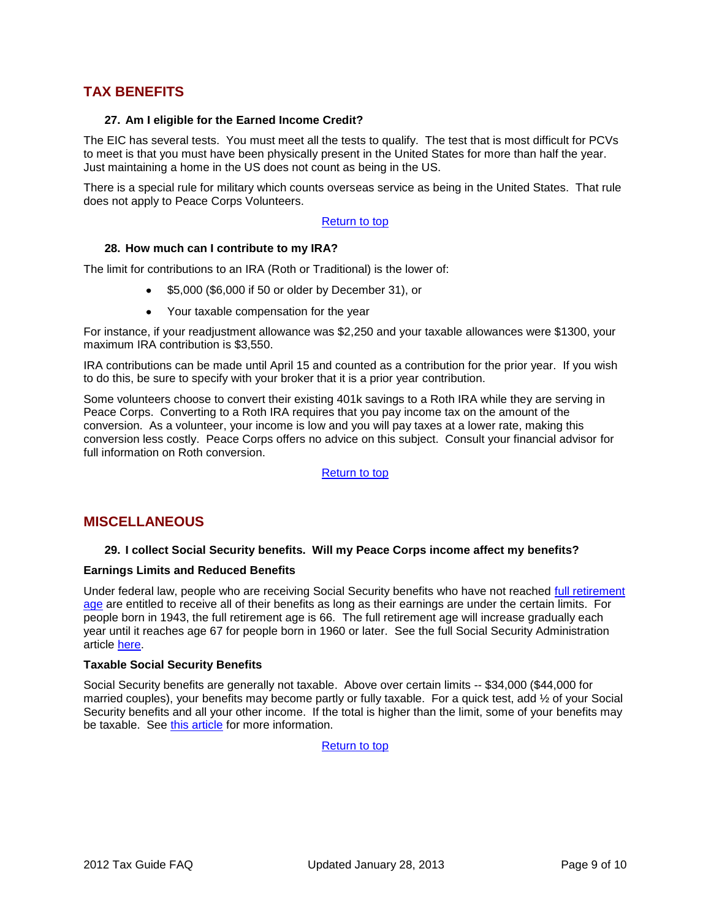## TAX BENEFITS

### 27. Am I eligible for the Earned Income Credit?

The EIC has several tests. You must meet all the tests to qualify. The test that is most difficult for PCVs to meet is that you must have been physically present in the United States for more than half the year. Just maintaining a home in the US does not count as being in the US.

There is a special rule for military which counts overseas service as being in the United States. That rule does not apply to Peace Corps Volunteers.

Return to top

### 28. How much can I contribute to my IRA?

The limit for contributions to an IRA (Roth or Traditional) is the lower of:

- $5,000 ($6,000 if 50 or older by December 31), or
- Your taxable compensation for the year

For instance, if your readjustment allowance was $2,250 and your taxable allowances were $1300, your maximum IRA contribution is $3,550.

IRA contributions can be made until April 15 and counted as a contribution for the prior year. If you wish to do this, be sure to specify with your broker that it is a prior year contribution.

Some volunteers choose to convert their existing 401k savings to a Roth IRA while they are serving in Peace Corps. Converting to a Roth IRA requires that you pay income tax on the amount of the conversion. As a volunteer, your income is low and you will pay taxes at a lower rate, making this conversion less costly. Peace Corps offers no advice on this subject. Consult your financial advisor for full information on Roth conversion.

Return to top

## MISCELLANEOUS

### 29. I collect Social Security benefits. Will my Peace Corps income affect my benefits?

**Earnings Limits and Reduced Benefits**

Under federal law, people who are receiving Social Security benefits who have not reached full retirement age are entitled to receive all of their benefits as long as their earnings are under the certain limits. For people born in 1943, the full retirement age is 66. The full retirement age will increase gradually each year until it reaches age 67 for people born in 1960 or later. See the full Social Security Administration article here.

**Taxable Social Security Benefits**

Social Security benefits are generally not taxable. Above over certain limits -- $34,000 ($44,000 for married couples), your benefits may become partly or fully taxable. For a quick test, add ½ of your Social Security benefits and all your other income. If the total is higher than the limit, some of your benefits may be taxable. See this article for more information.

Return to top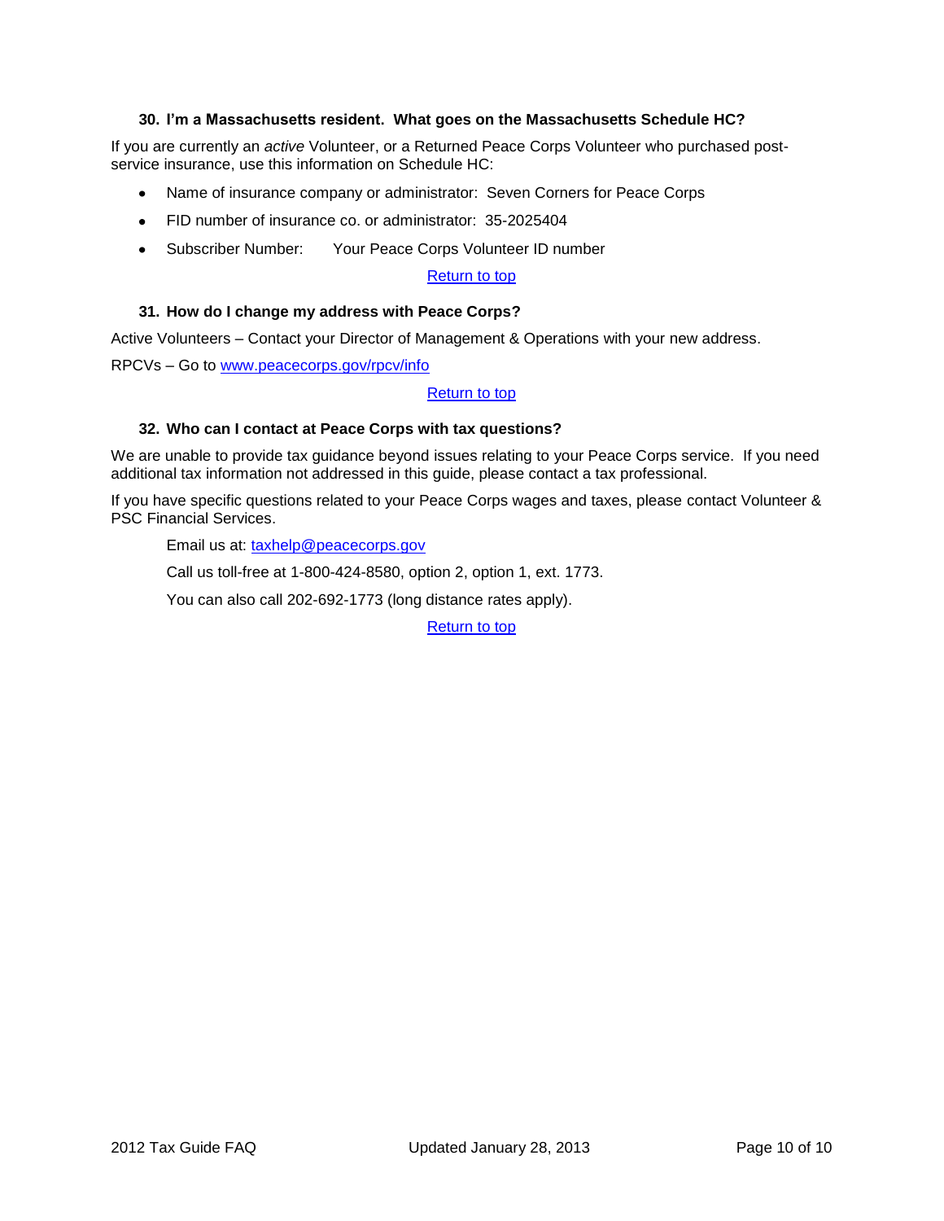### 30. I'm a Massachusetts resident. What goes on the Massachusetts Schedule HC?

If you are currently an *active* Volunteer, or a Returned Peace Corps Volunteer who purchased post-service insurance, use this information on Schedule HC:

- Name of insurance company or administrator: Seven Corners for Peace Corps
- FID number of insurance co. or administrator: 35-2025404
- Subscriber Number: Your Peace Corps Volunteer ID number

Return to top

### 31. How do I change my address with Peace Corps?

Active Volunteers – Contact your Director of Management & Operations with your new address.

RPCVs – Go to www.peacecorps.gov/rpcv/info

Return to top

### 32. Who can I contact at Peace Corps with tax questions?

We are unable to provide tax guidance beyond issues relating to your Peace Corps service. If you need additional tax information not addressed in this guide, please contact a tax professional.

If you have specific questions related to your Peace Corps wages and taxes, please contact Volunteer & PSC Financial Services.

Email us at: taxhelp@peacecorps.gov

Call us toll-free at 1-800-424-8580, option 2, option 1, ext. 1773.

You can also call 202-692-1773 (long distance rates apply).

Return to top